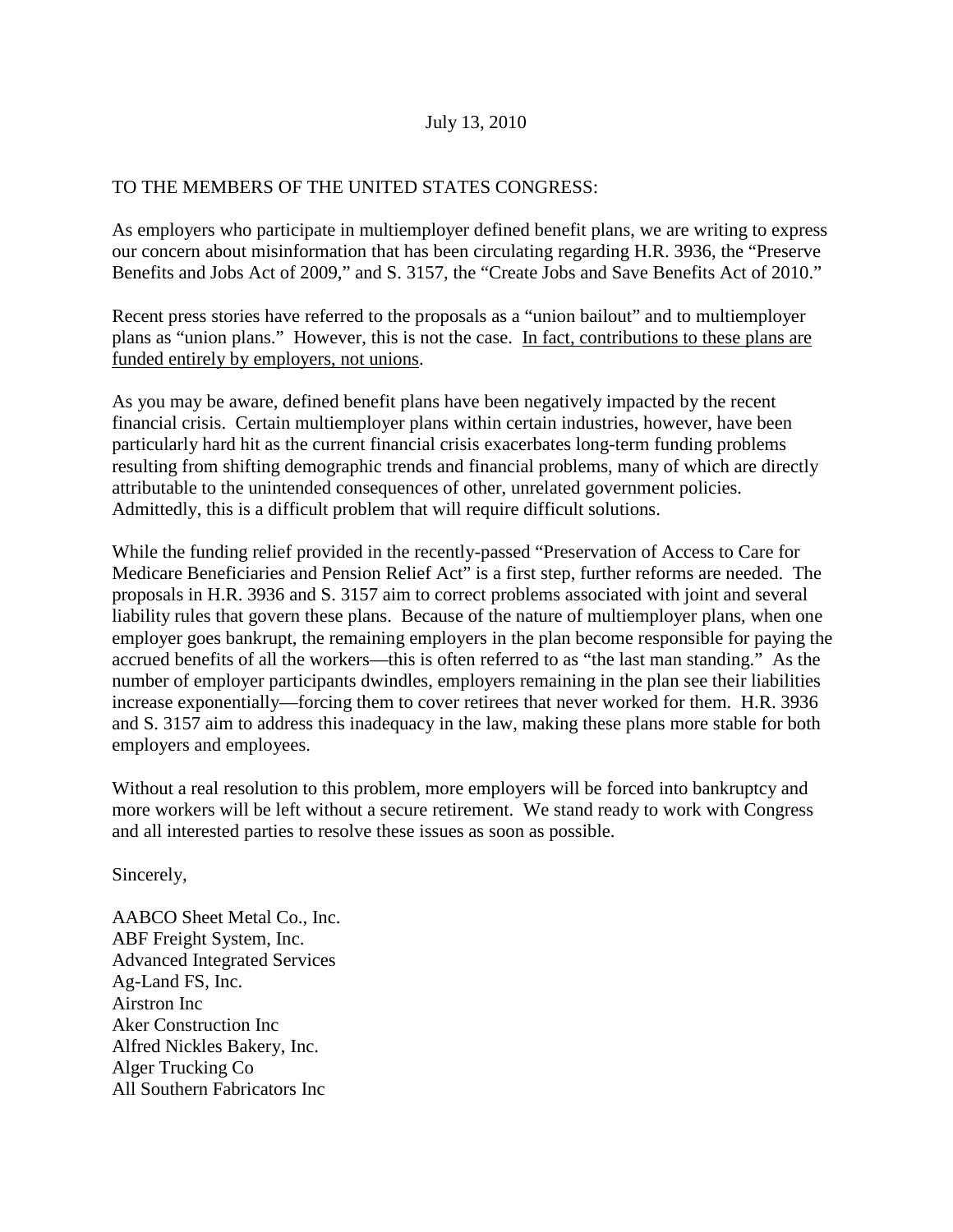July 13, 2010

TO THE MEMBERS OF THE UNITED STATES CONGRESS:

As employers who participate in multiemployer defined benefit plans, we are writing to express our concern about misinformation that has been circulating regarding H.R. 3936, the "Preserve Benefits and Jobs Act of 2009," and S. 3157, the "Create Jobs and Save Benefits Act of 2010."

Recent press stories have referred to the proposals as a "union bailout" and to multiemployer plans as "union plans." However, this is not the case. <u>In fact, contributions to these plans are funded entirely by employers, not unions</u>.

As you may be aware, defined benefit plans have been negatively impacted by the recent financial crisis. Certain multiemployer plans within certain industries, however, have been particularly hard hit as the current financial crisis exacerbates long-term funding problems resulting from shifting demographic trends and financial problems, many of which are directly attributable to the unintended consequences of other, unrelated government policies. Admittedly, this is a difficult problem that will require difficult solutions.

While the funding relief provided in the recently-passed "Preservation of Access to Care for Medicare Beneficiaries and Pension Relief Act" is a first step, further reforms are needed. The proposals in H.R. 3936 and S. 3157 aim to correct problems associated with joint and several liability rules that govern these plans. Because of the nature of multiemployer plans, when one employer goes bankrupt, the remaining employers in the plan become responsible for paying the accrued benefits of all the workers—this is often referred to as "the last man standing." As the number of employer participants dwindles, employers remaining in the plan see their liabilities increase exponentially—forcing them to cover retirees that never worked for them. H.R. 3936 and S. 3157 aim to address this inadequacy in the law, making these plans more stable for both employers and employees.

Without a real resolution to this problem, more employers will be forced into bankruptcy and more workers will be left without a secure retirement. We stand ready to work with Congress and all interested parties to resolve these issues as soon as possible.

Sincerely,

AABCO Sheet Metal Co., Inc.
ABF Freight System, Inc.
Advanced Integrated Services
Ag-Land FS, Inc.
Airstron Inc
Aker Construction Inc
Alfred Nickles Bakery, Inc.
Alger Trucking Co
All Southern Fabricators Inc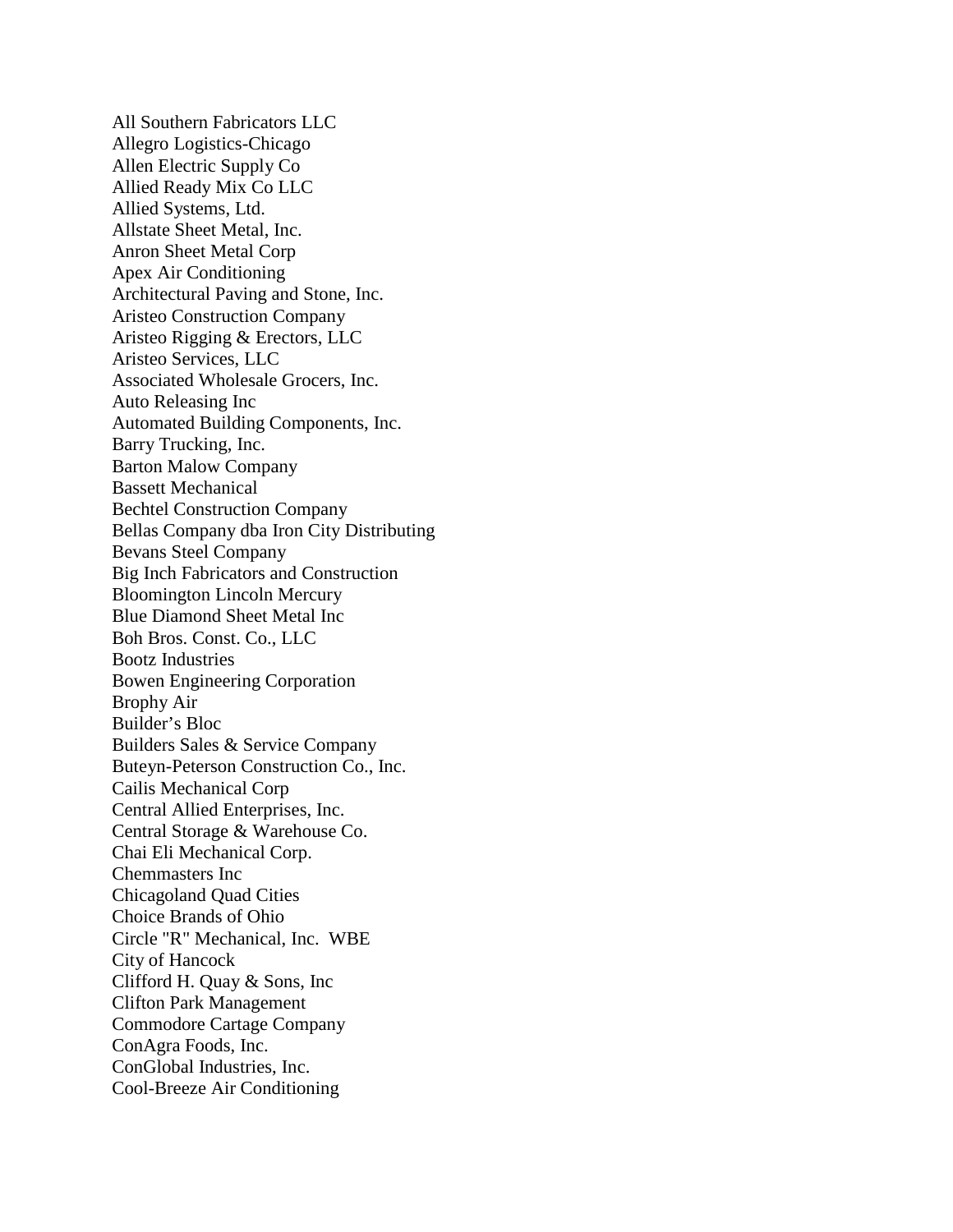All Southern Fabricators LLC
Allegro Logistics-Chicago
Allen Electric Supply Co
Allied Ready Mix Co LLC
Allied Systems, Ltd.
Allstate Sheet Metal, Inc.
Anron Sheet Metal Corp
Apex Air Conditioning
Architectural Paving and Stone, Inc.
Aristeo Construction Company
Aristeo Rigging & Erectors, LLC
Aristeo Services, LLC
Associated Wholesale Grocers, Inc.
Auto Releasing Inc
Automated Building Components, Inc.
Barry Trucking, Inc.
Barton Malow Company
Bassett Mechanical
Bechtel Construction Company
Bellas Company dba Iron City Distributing
Bevans Steel Company
Big Inch Fabricators and Construction
Bloomington Lincoln Mercury
Blue Diamond Sheet Metal Inc
Boh Bros. Const. Co., LLC
Bootz Industries
Bowen Engineering Corporation
Brophy Air
Builder's Bloc
Builders Sales & Service Company
Buteyn-Peterson Construction Co., Inc.
Cailis Mechanical Corp
Central Allied Enterprises, Inc.
Central Storage & Warehouse Co.
Chai Eli Mechanical Corp.
Chemmasters Inc
Chicagoland Quad Cities
Choice Brands of Ohio
Circle "R" Mechanical, Inc.  WBE
City of Hancock
Clifford H. Quay & Sons, Inc
Clifton Park Management
Commodore Cartage Company
ConAgra Foods, Inc.
ConGlobal Industries, Inc.
Cool-Breeze Air Conditioning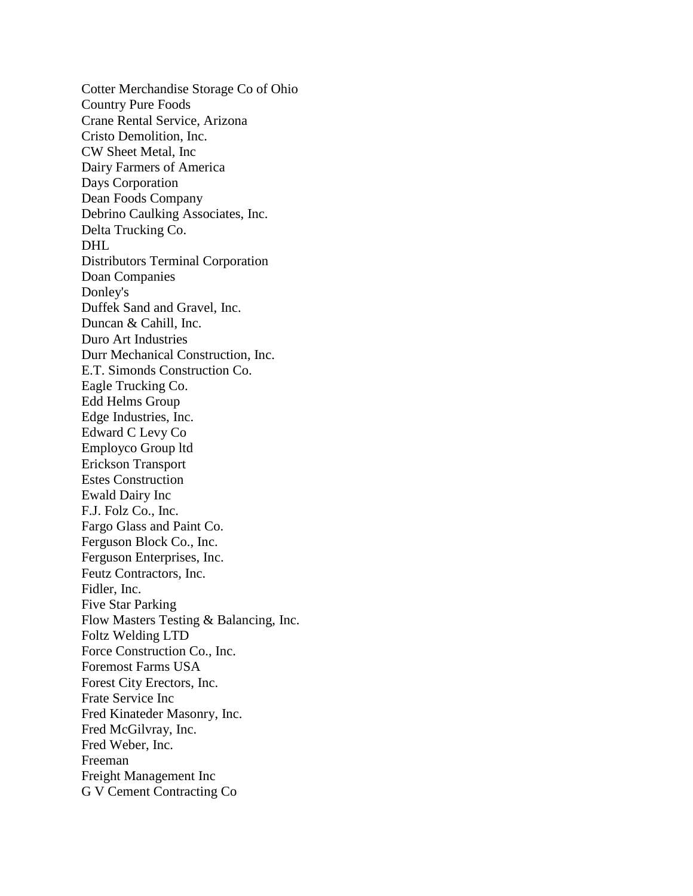Cotter Merchandise Storage Co of Ohio
Country Pure Foods
Crane Rental Service, Arizona
Cristo Demolition, Inc.
CW Sheet Metal, Inc
Dairy Farmers of America
Days Corporation
Dean Foods Company
Debrino Caulking Associates, Inc.
Delta Trucking Co.
DHL
Distributors Terminal Corporation
Doan Companies
Donley's
Duffek Sand and Gravel, Inc.
Duncan & Cahill, Inc.
Duro Art Industries
Durr Mechanical Construction, Inc.
E.T. Simonds Construction Co.
Eagle Trucking Co.
Edd Helms Group
Edge Industries, Inc.
Edward C Levy Co
Employco Group ltd
Erickson Transport
Estes Construction
Ewald Dairy Inc
F.J. Folz Co., Inc.
Fargo Glass and Paint Co.
Ferguson Block Co., Inc.
Ferguson Enterprises, Inc.
Feutz Contractors, Inc.
Fidler, Inc.
Five Star Parking
Flow Masters Testing & Balancing, Inc.
Foltz Welding LTD
Force Construction Co., Inc.
Foremost Farms USA
Forest City Erectors, Inc.
Frate Service Inc
Fred Kinateder Masonry, Inc.
Fred McGilvray, Inc.
Fred Weber, Inc.
Freeman
Freight Management Inc
G V Cement Contracting Co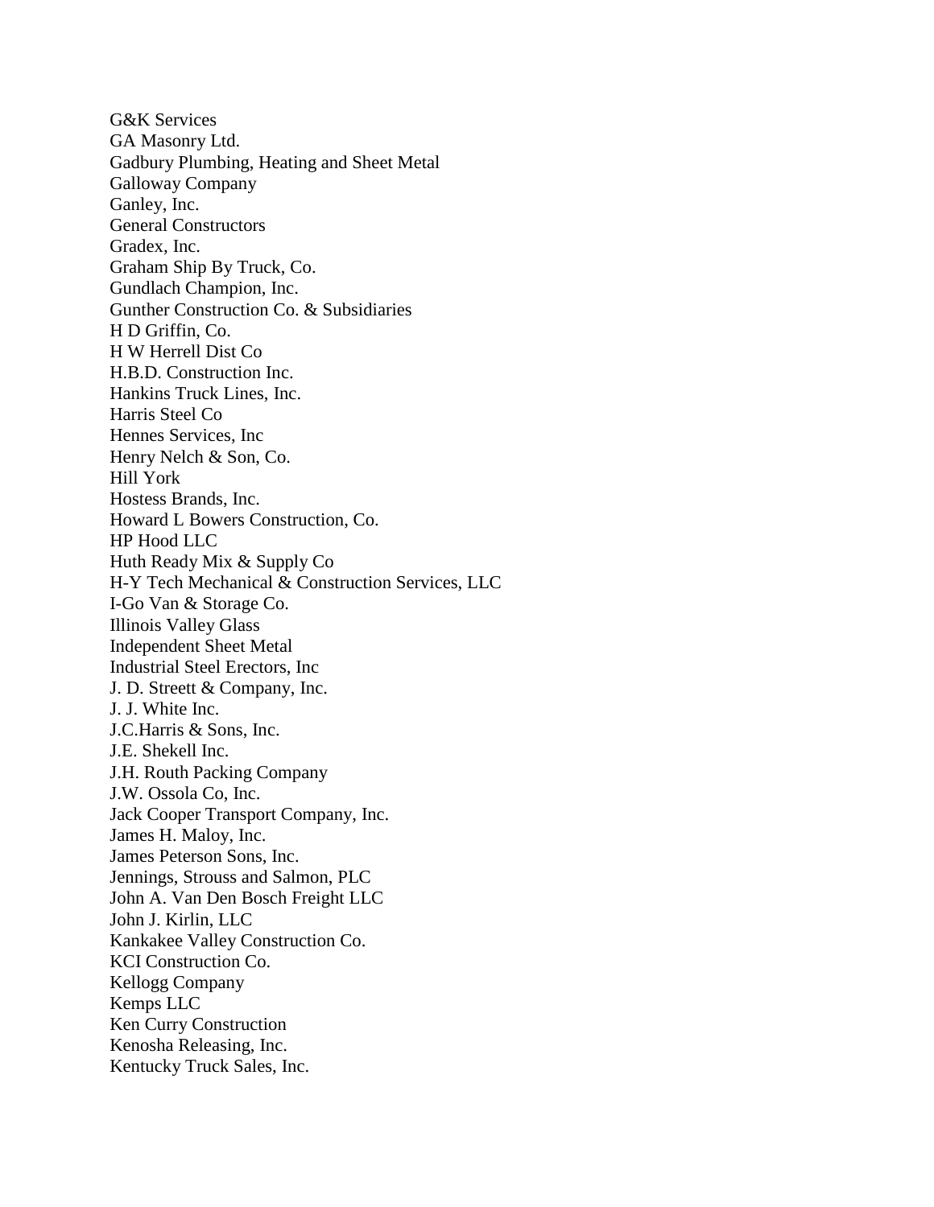G&K Services
GA Masonry Ltd.
Gadbury Plumbing, Heating and Sheet Metal
Galloway Company
Ganley, Inc.
General Constructors
Gradex, Inc.
Graham Ship By Truck, Co.
Gundlach Champion, Inc.
Gunther Construction Co. & Subsidiaries
H D Griffin, Co.
H W Herrell Dist Co
H.B.D. Construction Inc.
Hankins Truck Lines, Inc.
Harris Steel Co
Hennes Services, Inc
Henry Nelch & Son, Co.
Hill York
Hostess Brands, Inc.
Howard L Bowers Construction, Co.
HP Hood LLC
Huth Ready Mix & Supply Co
H-Y Tech Mechanical & Construction Services, LLC
I-Go Van & Storage Co.
Illinois Valley Glass
Independent Sheet Metal
Industrial Steel Erectors, Inc
J. D. Streett & Company, Inc.
J. J. White Inc.
J.C.Harris & Sons, Inc.
J.E. Shekell Inc.
J.H. Routh Packing Company
J.W. Ossola Co, Inc.
Jack Cooper Transport Company, Inc.
James H. Maloy, Inc.
James Peterson Sons, Inc.
Jennings, Strouss and Salmon, PLC
John A. Van Den Bosch Freight LLC
John J. Kirlin, LLC
Kankakee Valley Construction Co.
KCI Construction Co.
Kellogg Company
Kemps LLC
Ken Curry Construction
Kenosha Releasing, Inc.
Kentucky Truck Sales, Inc.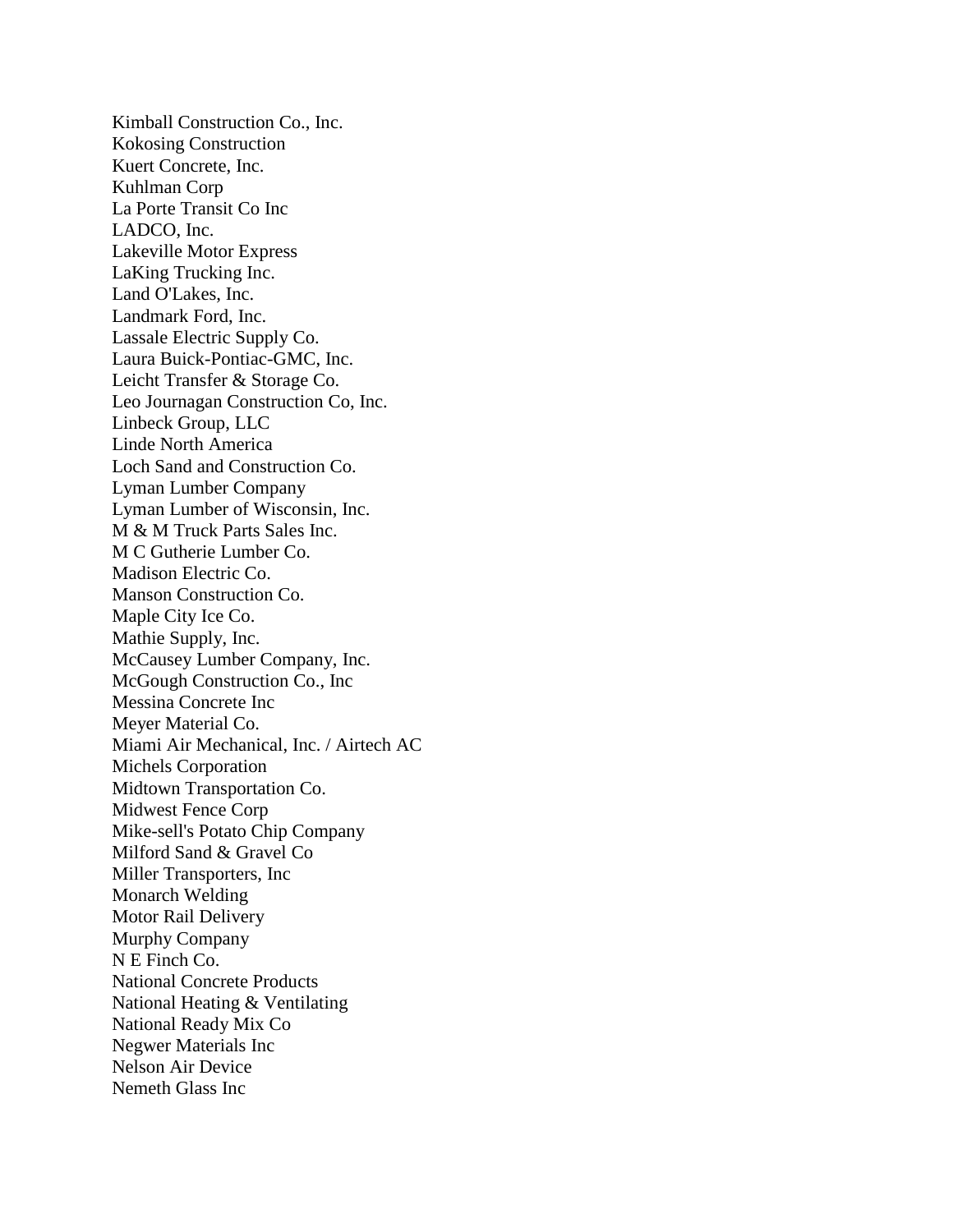Kimball Construction Co., Inc.
Kokosing Construction
Kuert Concrete, Inc.
Kuhlman Corp
La Porte Transit Co Inc
LADCO, Inc.
Lakeville Motor Express
LaKing Trucking Inc.
Land O'Lakes, Inc.
Landmark Ford, Inc.
Lassale Electric Supply Co.
Laura Buick-Pontiac-GMC, Inc.
Leicht Transfer & Storage Co.
Leo Journagan Construction Co, Inc.
Linbeck Group, LLC
Linde North America
Loch Sand and Construction Co.
Lyman Lumber Company
Lyman Lumber of Wisconsin, Inc.
M & M Truck Parts Sales Inc.
M C Gutherie Lumber Co.
Madison Electric Co.
Manson Construction Co.
Maple City Ice Co.
Mathie Supply, Inc.
McCausey Lumber Company, Inc.
McGough Construction Co., Inc
Messina Concrete Inc
Meyer Material Co.
Miami Air Mechanical, Inc. / Airtech AC
Michels Corporation
Midtown Transportation Co.
Midwest Fence Corp
Mike-sell's Potato Chip Company
Milford Sand & Gravel Co
Miller Transporters, Inc
Monarch Welding
Motor Rail Delivery
Murphy Company
N E Finch Co.
National Concrete Products
National Heating & Ventilating
National Ready Mix Co
Negwer Materials Inc
Nelson Air Device
Nemeth Glass Inc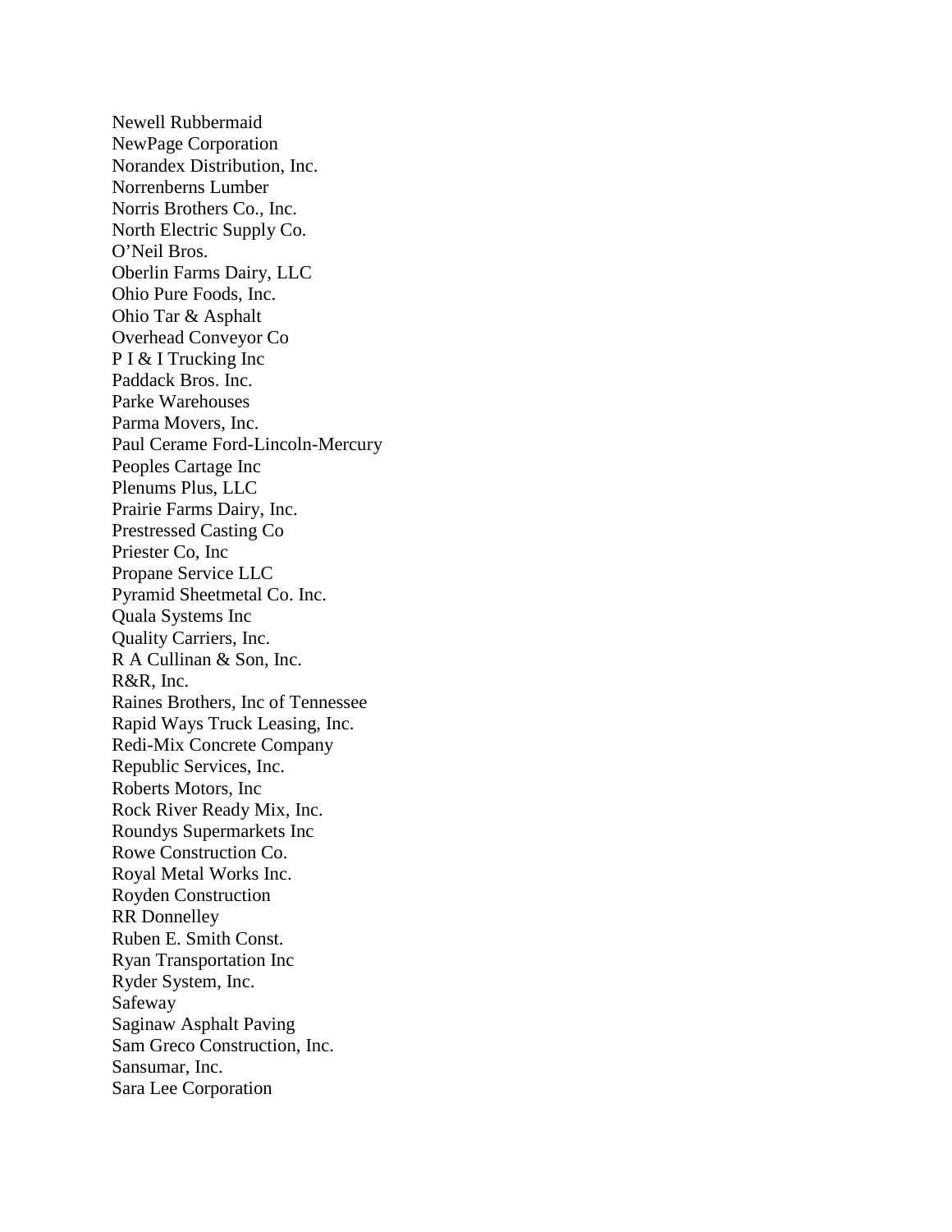Newell Rubbermaid
NewPage Corporation
Norandex Distribution, Inc.
Norrenberns Lumber
Norris Brothers Co., Inc.
North Electric Supply Co.
O'Neil Bros.
Oberlin Farms Dairy, LLC
Ohio Pure Foods, Inc.
Ohio Tar & Asphalt
Overhead Conveyor Co
P I & I Trucking Inc
Paddack Bros. Inc.
Parke Warehouses
Parma Movers, Inc.
Paul Cerame Ford-Lincoln-Mercury
Peoples Cartage Inc
Plenums Plus, LLC
Prairie Farms Dairy, Inc.
Prestressed Casting Co
Priester Co, Inc
Propane Service LLC
Pyramid Sheetmetal Co. Inc.
Quala Systems Inc
Quality Carriers, Inc.
R A Cullinan & Son, Inc.
R&R, Inc.
Raines Brothers, Inc of Tennessee
Rapid Ways Truck Leasing, Inc.
Redi-Mix Concrete Company
Republic Services, Inc.
Roberts Motors, Inc
Rock River Ready Mix, Inc.
Roundys Supermarkets Inc
Rowe Construction Co.
Royal Metal Works Inc.
Royden Construction
RR Donnelley
Ruben E. Smith Const.
Ryan Transportation Inc
Ryder System, Inc.
Safeway
Saginaw Asphalt Paving
Sam Greco Construction, Inc.
Sansumar, Inc.
Sara Lee Corporation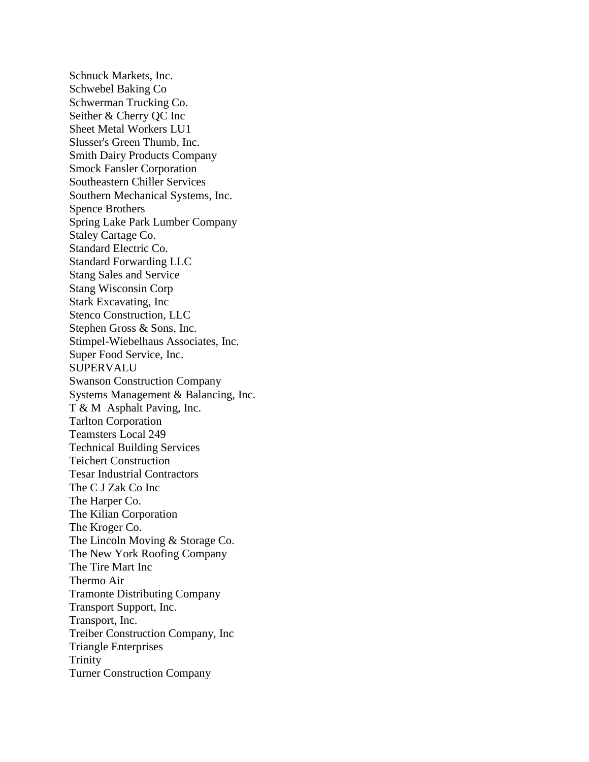Schnuck Markets, Inc.
Schwebel Baking Co
Schwerman Trucking Co.
Seither & Cherry QC Inc
Sheet Metal Workers LU1
Slusser's Green Thumb, Inc.
Smith Dairy Products Company
Smock Fansler Corporation
Southeastern Chiller Services
Southern Mechanical Systems, Inc.
Spence Brothers
Spring Lake Park Lumber Company
Staley Cartage Co.
Standard Electric Co.
Standard Forwarding LLC
Stang Sales and Service
Stang Wisconsin Corp
Stark Excavating, Inc
Stenco Construction, LLC
Stephen Gross & Sons, Inc.
Stimpel-Wiebelhaus Associates, Inc.
Super Food Service, Inc.
SUPERVALU
Swanson Construction Company
Systems Management & Balancing, Inc.
T & M Asphalt Paving, Inc.
Tarlton Corporation
Teamsters Local 249
Technical Building Services
Teichert Construction
Tesar Industrial Contractors
The C J Zak Co Inc
The Harper Co.
The Kilian Corporation
The Kroger Co.
The Lincoln Moving & Storage Co.
The New York Roofing Company
The Tire Mart Inc
Thermo Air
Tramonte Distributing Company
Transport Support, Inc.
Transport, Inc.
Treiber Construction Company, Inc
Triangle Enterprises
Trinity
Turner Construction Company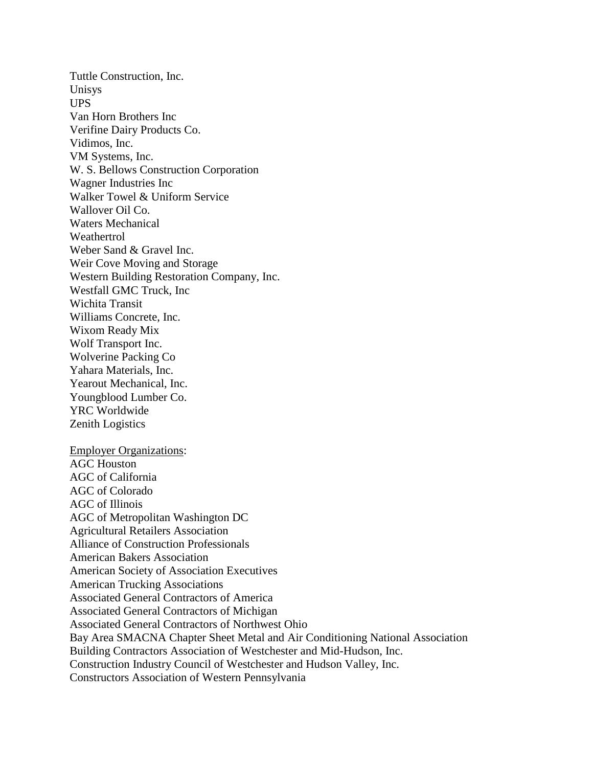Tuttle Construction, Inc.  
Unisys  
UPS  
Van Horn Brothers Inc  
Verifine Dairy Products Co.  
Vidimos, Inc.  
VM Systems, Inc.  
W. S. Bellows Construction Corporation  
Wagner Industries Inc  
Walker Towel & Uniform Service  
Wallover Oil Co.  
Waters Mechanical  
Weathertrol  
Weber Sand & Gravel Inc.  
Weir Cove Moving and Storage  
Western Building Restoration Company, Inc.  
Westfall GMC Truck, Inc  
Wichita Transit  
Williams Concrete, Inc.  
Wixom Ready Mix  
Wolf Transport Inc.  
Wolverine Packing Co  
Yahara Materials, Inc.  
Yearout Mechanical, Inc.  
Youngblood Lumber Co.  
YRC Worldwide  
Zenith Logistics

<u>Employer Organizations</u>:  
AGC Houston  
AGC of California  
AGC of Colorado  
AGC of Illinois  
AGC of Metropolitan Washington DC  
Agricultural Retailers Association  
Alliance of Construction Professionals  
American Bakers Association  
American Society of Association Executives  
American Trucking Associations  
Associated General Contractors of America  
Associated General Contractors of Michigan  
Associated General Contractors of Northwest Ohio  
Bay Area SMACNA Chapter Sheet Metal and Air Conditioning National Association  
Building Contractors Association of Westchester and Mid-Hudson, Inc.  
Construction Industry Council of Westchester and Hudson Valley, Inc.  
Constructors Association of Western Pennsylvania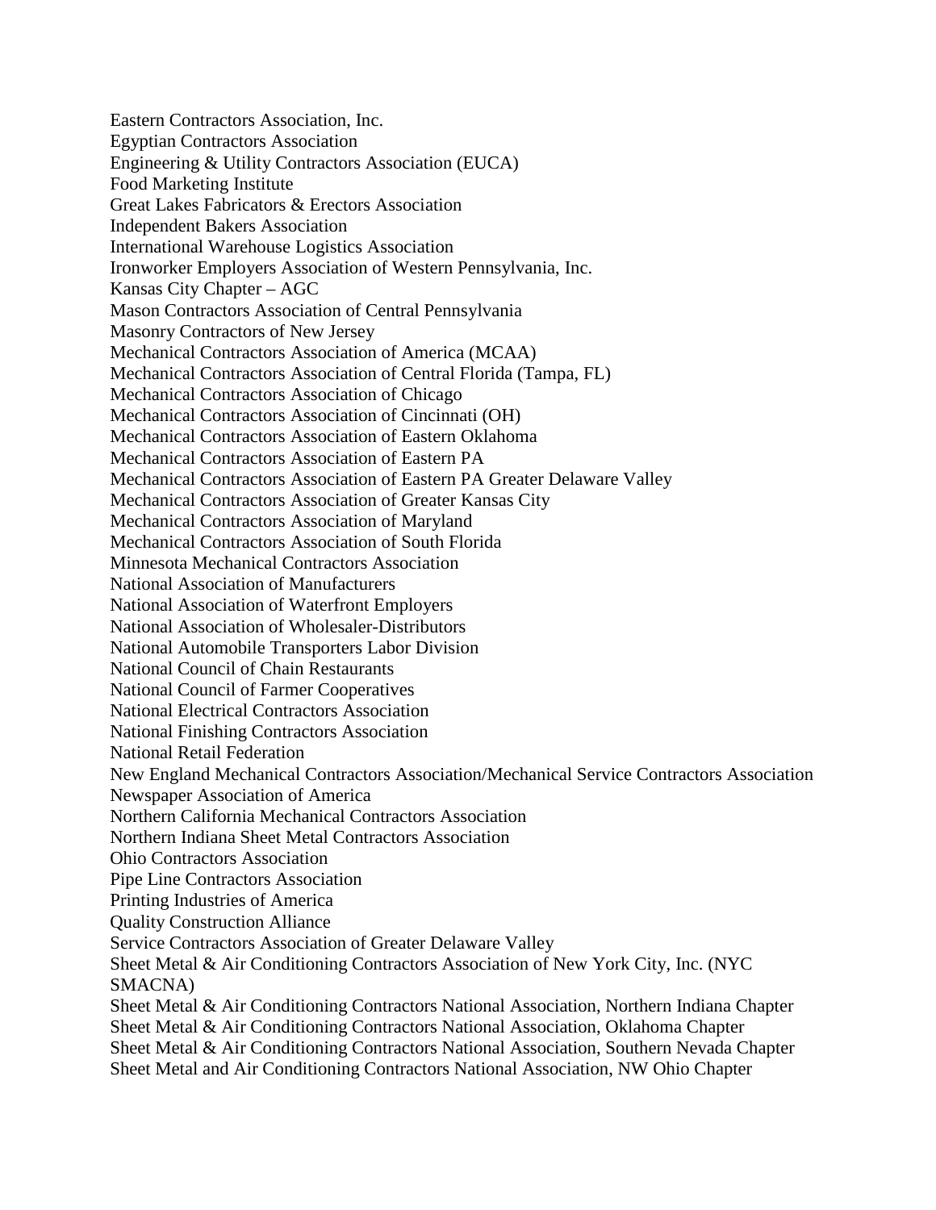Eastern Contractors Association, Inc.  
Egyptian Contractors Association  
Engineering & Utility Contractors Association (EUCA)  
Food Marketing Institute  
Great Lakes Fabricators & Erectors Association  
Independent Bakers Association  
International Warehouse Logistics Association  
Ironworker Employers Association of Western Pennsylvania, Inc.  
Kansas City Chapter – AGC  
Mason Contractors Association of Central Pennsylvania  
Masonry Contractors of New Jersey  
Mechanical Contractors Association of America (MCAA)  
Mechanical Contractors Association of Central Florida (Tampa, FL)  
Mechanical Contractors Association of Chicago  
Mechanical Contractors Association of Cincinnati (OH)  
Mechanical Contractors Association of Eastern Oklahoma  
Mechanical Contractors Association of Eastern PA  
Mechanical Contractors Association of Eastern PA Greater Delaware Valley  
Mechanical Contractors Association of Greater Kansas City  
Mechanical Contractors Association of Maryland  
Mechanical Contractors Association of South Florida  
Minnesota Mechanical Contractors Association  
National Association of Manufacturers  
National Association of Waterfront Employers  
National Association of Wholesaler-Distributors  
National Automobile Transporters Labor Division  
National Council of Chain Restaurants  
National Council of Farmer Cooperatives  
National Electrical Contractors Association  
National Finishing Contractors Association  
National Retail Federation  
New England Mechanical Contractors Association/Mechanical Service Contractors Association  
Newspaper Association of America  
Northern California Mechanical Contractors Association  
Northern Indiana Sheet Metal Contractors Association  
Ohio Contractors Association  
Pipe Line Contractors Association  
Printing Industries of America  
Quality Construction Alliance  
Service Contractors Association of Greater Delaware Valley  
Sheet Metal & Air Conditioning Contractors Association of New York City, Inc. (NYC SMACNA)  
Sheet Metal & Air Conditioning Contractors National Association, Northern Indiana Chapter  
Sheet Metal & Air Conditioning Contractors National Association, Oklahoma Chapter  
Sheet Metal & Air Conditioning Contractors National Association, Southern Nevada Chapter  
Sheet Metal and Air Conditioning Contractors National Association, NW Ohio Chapter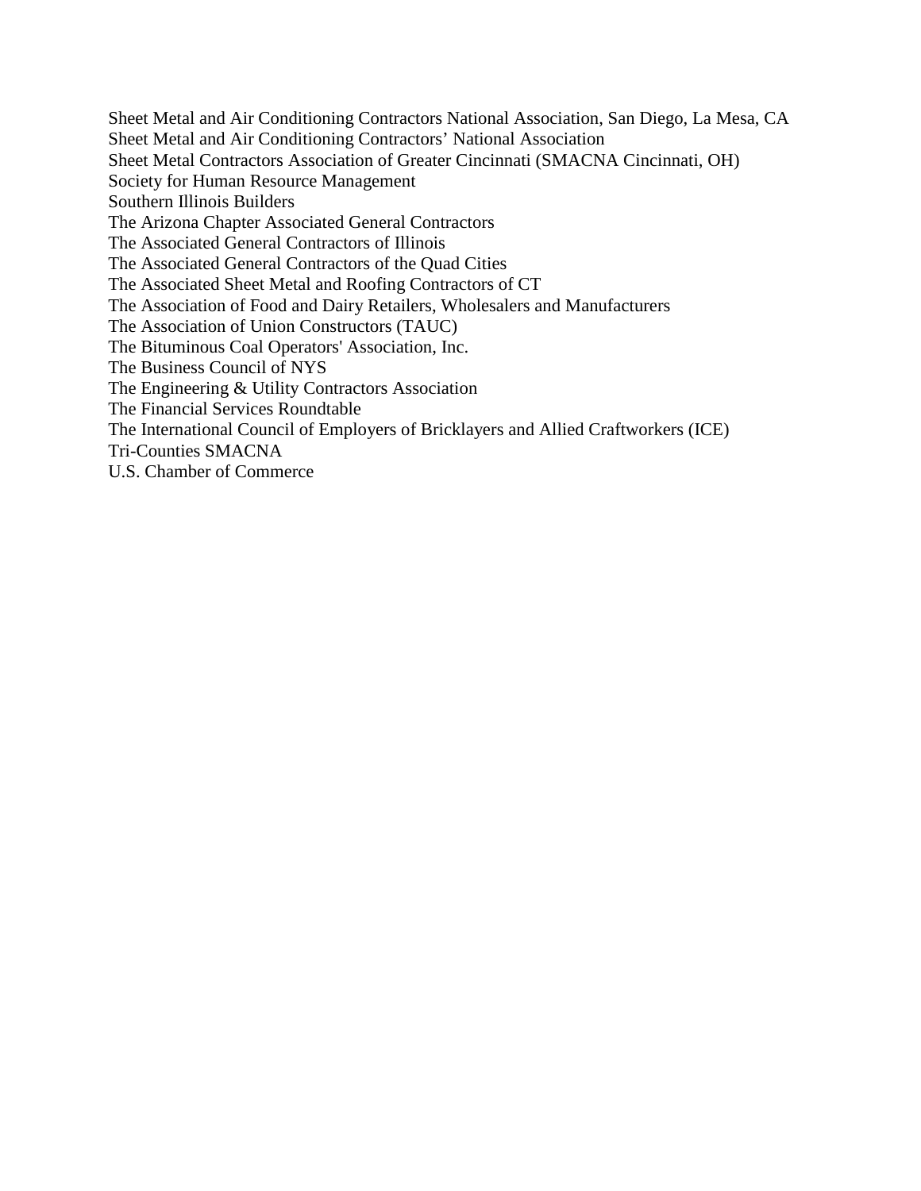Sheet Metal and Air Conditioning Contractors National Association, San Diego, La Mesa, CA
Sheet Metal and Air Conditioning Contractors' National Association
Sheet Metal Contractors Association of Greater Cincinnati (SMACNA Cincinnati, OH)
Society for Human Resource Management
Southern Illinois Builders
The Arizona Chapter Associated General Contractors
The Associated General Contractors of Illinois
The Associated General Contractors of the Quad Cities
The Associated Sheet Metal and Roofing Contractors of CT
The Association of Food and Dairy Retailers, Wholesalers and Manufacturers
The Association of Union Constructors (TAUC)
The Bituminous Coal Operators' Association, Inc.
The Business Council of NYS
The Engineering & Utility Contractors Association
The Financial Services Roundtable
The International Council of Employers of Bricklayers and Allied Craftworkers (ICE)
Tri-Counties SMACNA
U.S. Chamber of Commerce